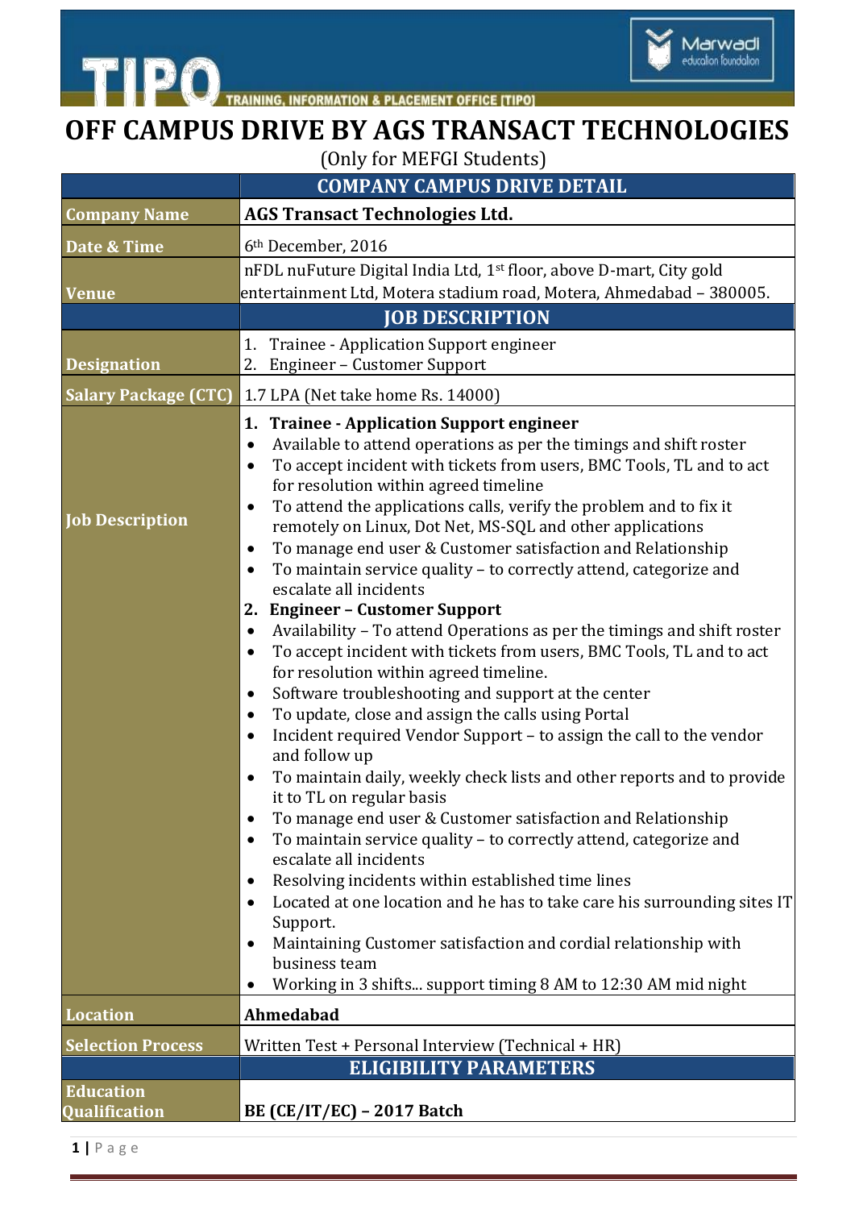# OFF CAMPUS DRIVE BY AGS TRANSACT TECHNOLOGIES

(Only for MEFGI Students)

| | COMPANY CAMPUS DRIVE DETAIL |
|---|---|
| **Company Name** | **AGS Transact Technologies Ltd.** |
| **Date & Time** | 6th December, 2016 |
| **Venue** | nFDL nuFuture Digital India Ltd, 1st floor, above D-mart, City gold entertainment Ltd, Motera stadium road, Motera, Ahmedabad – 380005. |
| | **JOB DESCRIPTION** |
| **Designation** | 1. Trainee - Application Support engineer<br>2. Engineer – Customer Support |
| **Salary Package (CTC)** | 1.7 LPA (Net take home Rs. 14000) |
| **Job Description** | **1. Trainee - Application Support engineer**<br>• Available to attend operations as per the timings and shift roster<br>• To accept incident with tickets from users, BMC Tools, TL and to act for resolution within agreed timeline<br>• To attend the applications calls, verify the problem and to fix it remotely on Linux, Dot Net, MS-SQL and other applications<br>• To manage end user & Customer satisfaction and Relationship<br>• To maintain service quality – to correctly attend, categorize and escalate all incidents<br>**2. Engineer – Customer Support**<br>• Availability – To attend Operations as per the timings and shift roster<br>• To accept incident with tickets from users, BMC Tools, TL and to act for resolution within agreed timeline.<br>• Software troubleshooting and support at the center<br>• To update, close and assign the calls using Portal<br>• Incident required Vendor Support – to assign the call to the vendor and follow up<br>• To maintain daily, weekly check lists and other reports and to provide it to TL on regular basis<br>• To manage end user & Customer satisfaction and Relationship<br>• To maintain service quality – to correctly attend, categorize and escalate all incidents<br>• Resolving incidents within established time lines<br>• Located at one location and he has to take care his surrounding sites IT Support.<br>• Maintaining Customer satisfaction and cordial relationship with business team<br>• Working in 3 shifts... support timing 8 AM to 12:30 AM mid night |
| **Location** | **Ahmedabad** |
| **Selection Process** | Written Test + Personal Interview (Technical + HR) |
| | **ELIGIBILITY PARAMETERS** |
| **Education Qualification** | **BE (CE/IT/EC) – 2017 Batch** |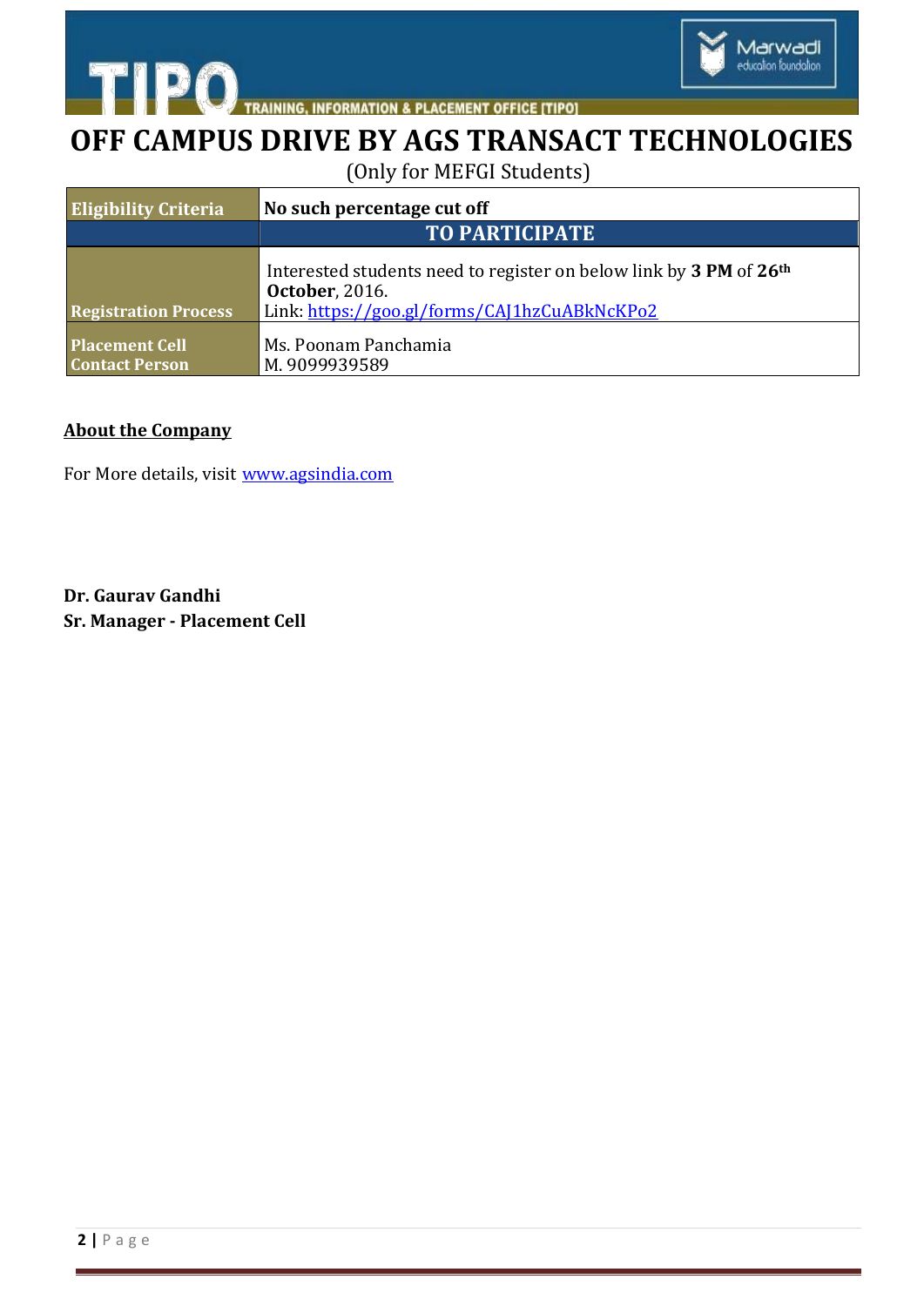# OFF CAMPUS DRIVE BY AGS TRANSACT TECHNOLOGIES

(Only for MEFGI Students)

| | |
|---|---|
| **Eligibility Criteria** | **No such percentage cut off** |
| | **TO PARTICIPATE** |
| **Registration Process** | Interested students need to register on below link by **3 PM** of **26th October**, 2016. Link: https://goo.gl/forms/CAJ1hzCuABkNcKPo2 |
| **Placement Cell Contact Person** | Ms. Poonam Panchamia M. 9099939589 |

## About the Company

For More details, visit www.agsindia.com

**Dr. Gaurav Gandhi**
**Sr. Manager - Placement Cell**